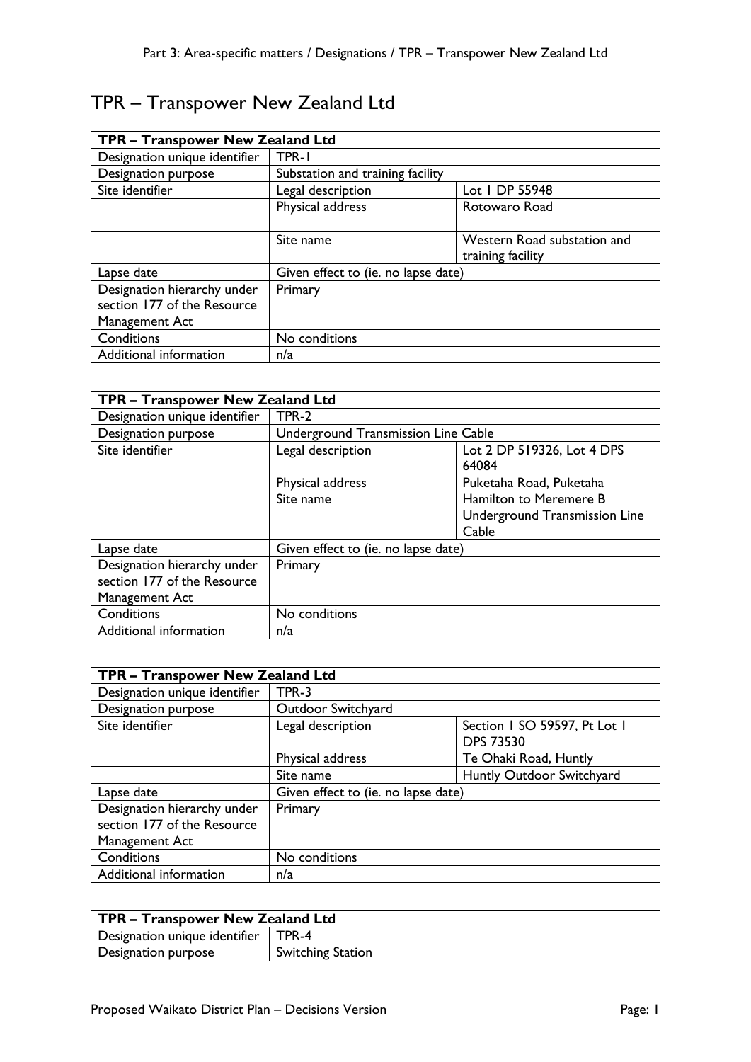# TPR – Transpower New Zealand Ltd

| TPR – Transpower New Zealand Ltd | | |
|---|---|---|
| Designation unique identifier | TPR-1 | |
| Designation purpose | Substation and training facility | |
| Site identifier | Legal description | Lot 1 DP 55948 |
| | Physical address | Rotowaro Road |
| | Site name | Western Road substation and training facility |
| Lapse date | Given effect to (ie. no lapse date) | |
| Designation hierarchy under section 177 of the Resource Management Act | Primary | |
| Conditions | No conditions | |
| Additional information | n/a | |

| TPR – Transpower New Zealand Ltd | | |
|---|---|---|
| Designation unique identifier | TPR-2 | |
| Designation purpose | Underground Transmission Line Cable | |
| Site identifier | Legal description | Lot 2 DP 519326, Lot 4 DPS 64084 |
| | Physical address | Puketaha Road, Puketaha |
| | Site name | Hamilton to Meremere B Underground Transmission Line Cable |
| Lapse date | Given effect to (ie. no lapse date) | |
| Designation hierarchy under section 177 of the Resource Management Act | Primary | |
| Conditions | No conditions | |
| Additional information | n/a | |

| TPR – Transpower New Zealand Ltd | | |
|---|---|---|
| Designation unique identifier | TPR-3 | |
| Designation purpose | Outdoor Switchyard | |
| Site identifier | Legal description | Section 1 SO 59597, Pt Lot 1 DPS 73530 |
| | Physical address | Te Ohaki Road, Huntly |
| | Site name | Huntly Outdoor Switchyard |
| Lapse date | Given effect to (ie. no lapse date) | |
| Designation hierarchy under section 177 of the Resource Management Act | Primary | |
| Conditions | No conditions | |
| Additional information | n/a | |

| TPR – Transpower New Zealand Ltd | |
|---|---|
| Designation unique identifier | TPR-4 |
| Designation purpose | Switching Station |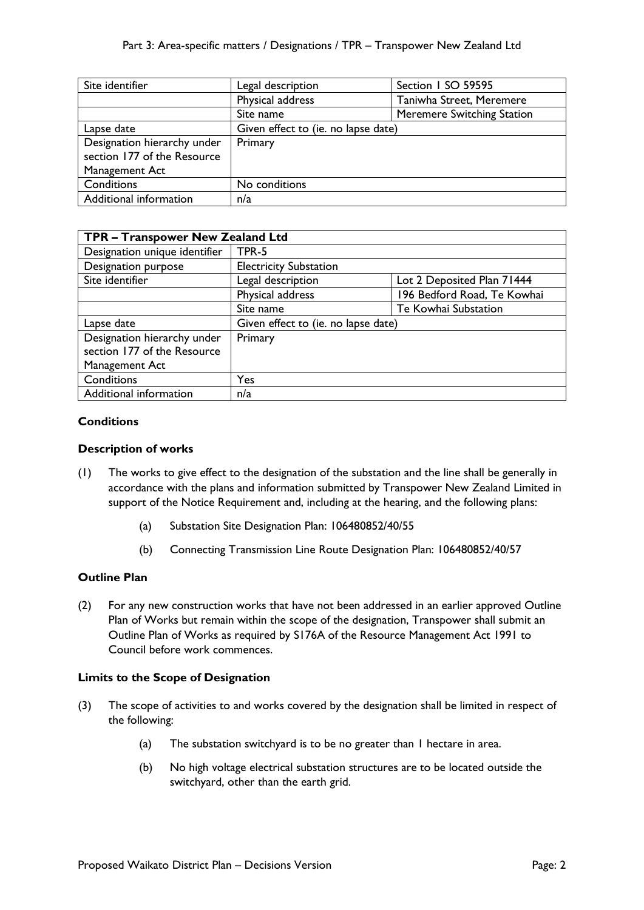| Site identifier | Legal description | Section 1 SO 59595 |
| --- | --- | --- |
| | Physical address | Taniwha Street, Meremere |
| | Site name | Meremere Switching Station |
| Lapse date | Given effect to (ie. no lapse date) | |
| Designation hierarchy under section 177 of the Resource Management Act | Primary | |
| Conditions | No conditions | |
| Additional information | n/a | |

| TPR – Transpower New Zealand Ltd | | |
| --- | --- | --- |
| Designation unique identifier | TPR-5 | |
| Designation purpose | Electricity Substation | |
| Site identifier | Legal description | Lot 2 Deposited Plan 71444 |
| | Physical address | 196 Bedford Road, Te Kowhai |
| | Site name | Te Kowhai Substation |
| Lapse date | Given effect to (ie. no lapse date) | |
| Designation hierarchy under section 177 of the Resource Management Act | Primary | |
| Conditions | Yes | |
| Additional information | n/a | |

**Conditions**

**Description of works**

(1) The works to give effect to the designation of the substation and the line shall be generally in accordance with the plans and information submitted by Transpower New Zealand Limited in support of the Notice Requirement and, including at the hearing, and the following plans:

(a) Substation Site Designation Plan: 106480852/40/55

(b) Connecting Transmission Line Route Designation Plan: 106480852/40/57

**Outline Plan**

(2) For any new construction works that have not been addressed in an earlier approved Outline Plan of Works but remain within the scope of the designation, Transpower shall submit an Outline Plan of Works as required by S176A of the Resource Management Act 1991 to Council before work commences.

**Limits to the Scope of Designation**

(3) The scope of activities to and works covered by the designation shall be limited in respect of the following:

(a) The substation switchyard is to be no greater than 1 hectare in area.

(b) No high voltage electrical substation structures are to be located outside the switchyard, other than the earth grid.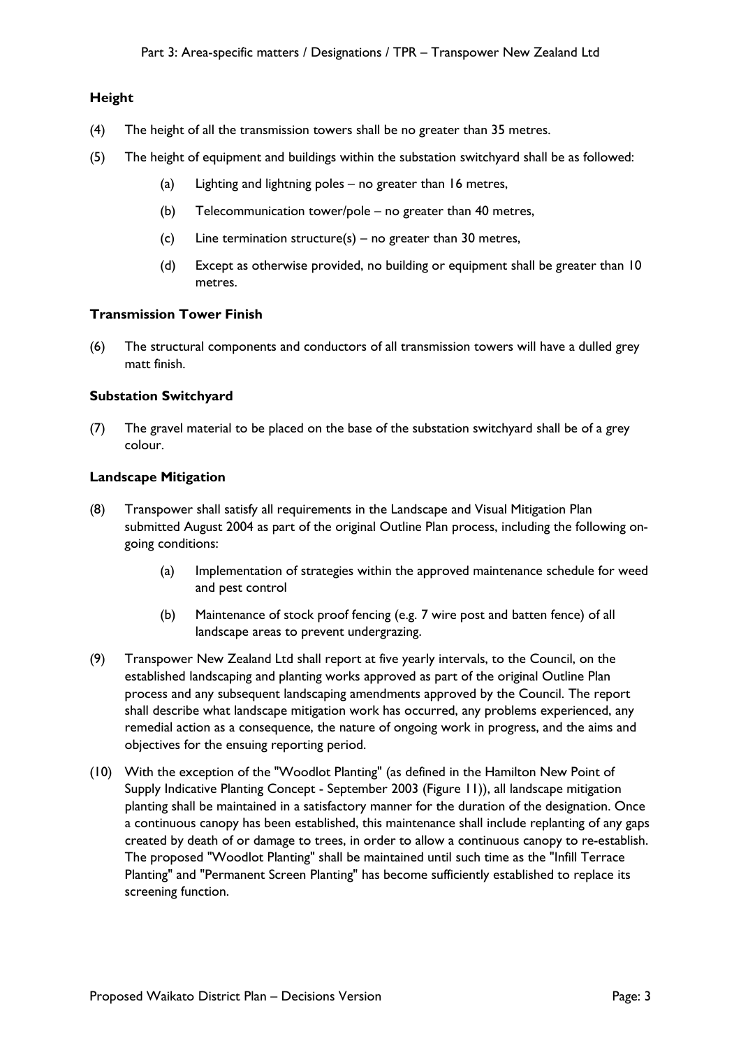### Height

(4) The height of all the transmission towers shall be no greater than 35 metres.

(5) The height of equipment and buildings within the substation switchyard shall be as followed:

  (a) Lighting and lightning poles – no greater than 16 metres,

  (b) Telecommunication tower/pole – no greater than 40 metres,

  (c) Line termination structure(s) – no greater than 30 metres,

  (d) Except as otherwise provided, no building or equipment shall be greater than 10 metres.

### Transmission Tower Finish

(6) The structural components and conductors of all transmission towers will have a dulled grey matt finish.

### Substation Switchyard

(7) The gravel material to be placed on the base of the substation switchyard shall be of a grey colour.

### Landscape Mitigation

(8) Transpower shall satisfy all requirements in the Landscape and Visual Mitigation Plan submitted August 2004 as part of the original Outline Plan process, including the following on-going conditions:

  (a) Implementation of strategies within the approved maintenance schedule for weed and pest control

  (b) Maintenance of stock proof fencing (e.g. 7 wire post and batten fence) of all landscape areas to prevent undergrazing.

(9) Transpower New Zealand Ltd shall report at five yearly intervals, to the Council, on the established landscaping and planting works approved as part of the original Outline Plan process and any subsequent landscaping amendments approved by the Council. The report shall describe what landscape mitigation work has occurred, any problems experienced, any remedial action as a consequence, the nature of ongoing work in progress, and the aims and objectives for the ensuing reporting period.

(10) With the exception of the "Woodlot Planting" (as defined in the Hamilton New Point of Supply Indicative Planting Concept - September 2003 (Figure 11)), all landscape mitigation planting shall be maintained in a satisfactory manner for the duration of the designation. Once a continuous canopy has been established, this maintenance shall include replanting of any gaps created by death of or damage to trees, in order to allow a continuous canopy to re-establish. The proposed "Woodlot Planting" shall be maintained until such time as the "Infill Terrace Planting" and "Permanent Screen Planting" has become sufficiently established to replace its screening function.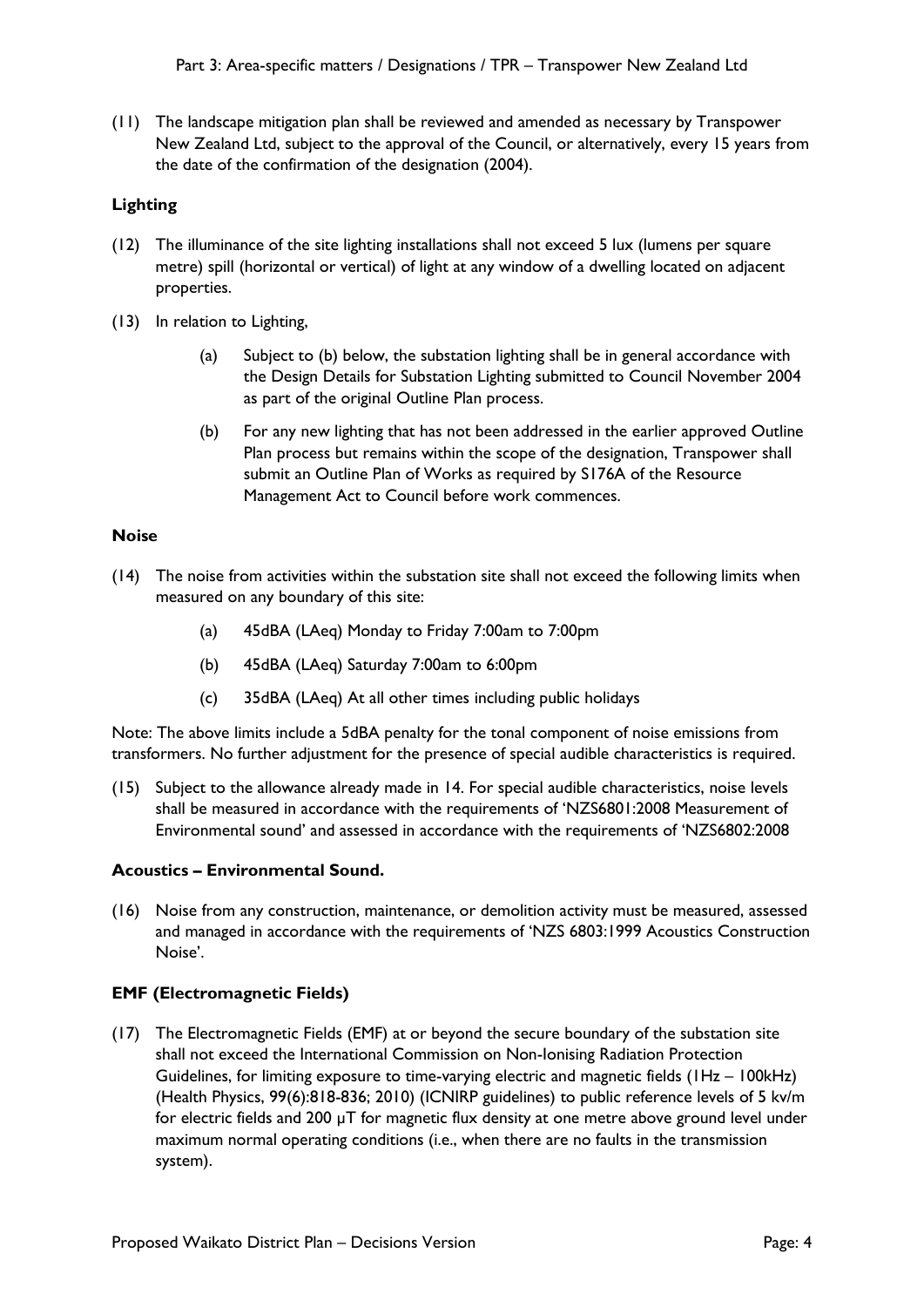(11) The landscape mitigation plan shall be reviewed and amended as necessary by Transpower New Zealand Ltd, subject to the approval of the Council, or alternatively, every 15 years from the date of the confirmation of the designation (2004).

**Lighting**

(12) The illuminance of the site lighting installations shall not exceed 5 lux (lumens per square metre) spill (horizontal or vertical) of light at any window of a dwelling located on adjacent properties.

(13) In relation to Lighting,

(a) Subject to (b) below, the substation lighting shall be in general accordance with the Design Details for Substation Lighting submitted to Council November 2004 as part of the original Outline Plan process.

(b) For any new lighting that has not been addressed in the earlier approved Outline Plan process but remains within the scope of the designation, Transpower shall submit an Outline Plan of Works as required by S176A of the Resource Management Act to Council before work commences.

**Noise**

(14) The noise from activities within the substation site shall not exceed the following limits when measured on any boundary of this site:

(a) 45dBA (LAeq) Monday to Friday 7:00am to 7:00pm

(b) 45dBA (LAeq) Saturday 7:00am to 6:00pm

(c) 35dBA (LAeq) At all other times including public holidays

Note: The above limits include a 5dBA penalty for the tonal component of noise emissions from transformers. No further adjustment for the presence of special audible characteristics is required.

(15) Subject to the allowance already made in 14. For special audible characteristics, noise levels shall be measured in accordance with the requirements of 'NZS6801:2008 Measurement of Environmental sound' and assessed in accordance with the requirements of 'NZS6802:2008

**Acoustics – Environmental Sound.**

(16) Noise from any construction, maintenance, or demolition activity must be measured, assessed and managed in accordance with the requirements of 'NZS 6803:1999 Acoustics Construction Noise'.

**EMF (Electromagnetic Fields)**

(17) The Electromagnetic Fields (EMF) at or beyond the secure boundary of the substation site shall not exceed the International Commission on Non-Ionising Radiation Protection Guidelines, for limiting exposure to time-varying electric and magnetic fields (1Hz – 100kHz) (Health Physics, 99(6):818-836; 2010) (ICNIRP guidelines) to public reference levels of 5 kv/m for electric fields and 200 μT for magnetic flux density at one metre above ground level under maximum normal operating conditions (i.e., when there are no faults in the transmission system).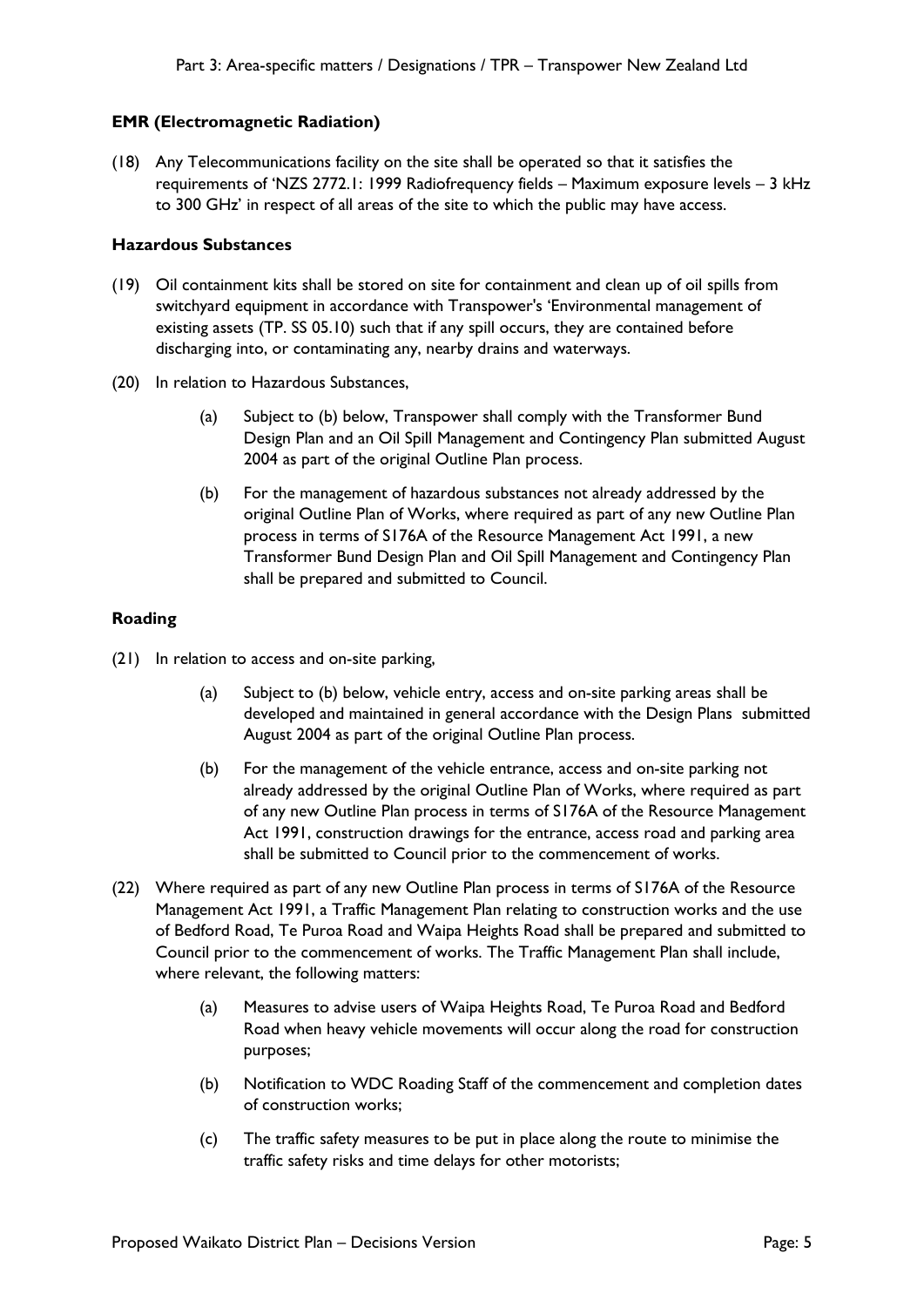**EMR (Electromagnetic Radiation)**

(18) Any Telecommunications facility on the site shall be operated so that it satisfies the requirements of 'NZS 2772.1: 1999 Radiofrequency fields – Maximum exposure levels – 3 kHz to 300 GHz' in respect of all areas of the site to which the public may have access.

**Hazardous Substances**

(19) Oil containment kits shall be stored on site for containment and clean up of oil spills from switchyard equipment in accordance with Transpower's 'Environmental management of existing assets (TP. SS 05.10) such that if any spill occurs, they are contained before discharging into, or contaminating any, nearby drains and waterways.

(20) In relation to Hazardous Substances,

(a) Subject to (b) below, Transpower shall comply with the Transformer Bund Design Plan and an Oil Spill Management and Contingency Plan submitted August 2004 as part of the original Outline Plan process.

(b) For the management of hazardous substances not already addressed by the original Outline Plan of Works, where required as part of any new Outline Plan process in terms of S176A of the Resource Management Act 1991, a new Transformer Bund Design Plan and Oil Spill Management and Contingency Plan shall be prepared and submitted to Council.

**Roading**

(21) In relation to access and on-site parking,

(a) Subject to (b) below, vehicle entry, access and on-site parking areas shall be developed and maintained in general accordance with the Design Plans submitted August 2004 as part of the original Outline Plan process.

(b) For the management of the vehicle entrance, access and on-site parking not already addressed by the original Outline Plan of Works, where required as part of any new Outline Plan process in terms of S176A of the Resource Management Act 1991, construction drawings for the entrance, access road and parking area shall be submitted to Council prior to the commencement of works.

(22) Where required as part of any new Outline Plan process in terms of S176A of the Resource Management Act 1991, a Traffic Management Plan relating to construction works and the use of Bedford Road, Te Puroa Road and Waipa Heights Road shall be prepared and submitted to Council prior to the commencement of works. The Traffic Management Plan shall include, where relevant, the following matters:

(a) Measures to advise users of Waipa Heights Road, Te Puroa Road and Bedford Road when heavy vehicle movements will occur along the road for construction purposes;

(b) Notification to WDC Roading Staff of the commencement and completion dates of construction works;

(c) The traffic safety measures to be put in place along the route to minimise the traffic safety risks and time delays for other motorists;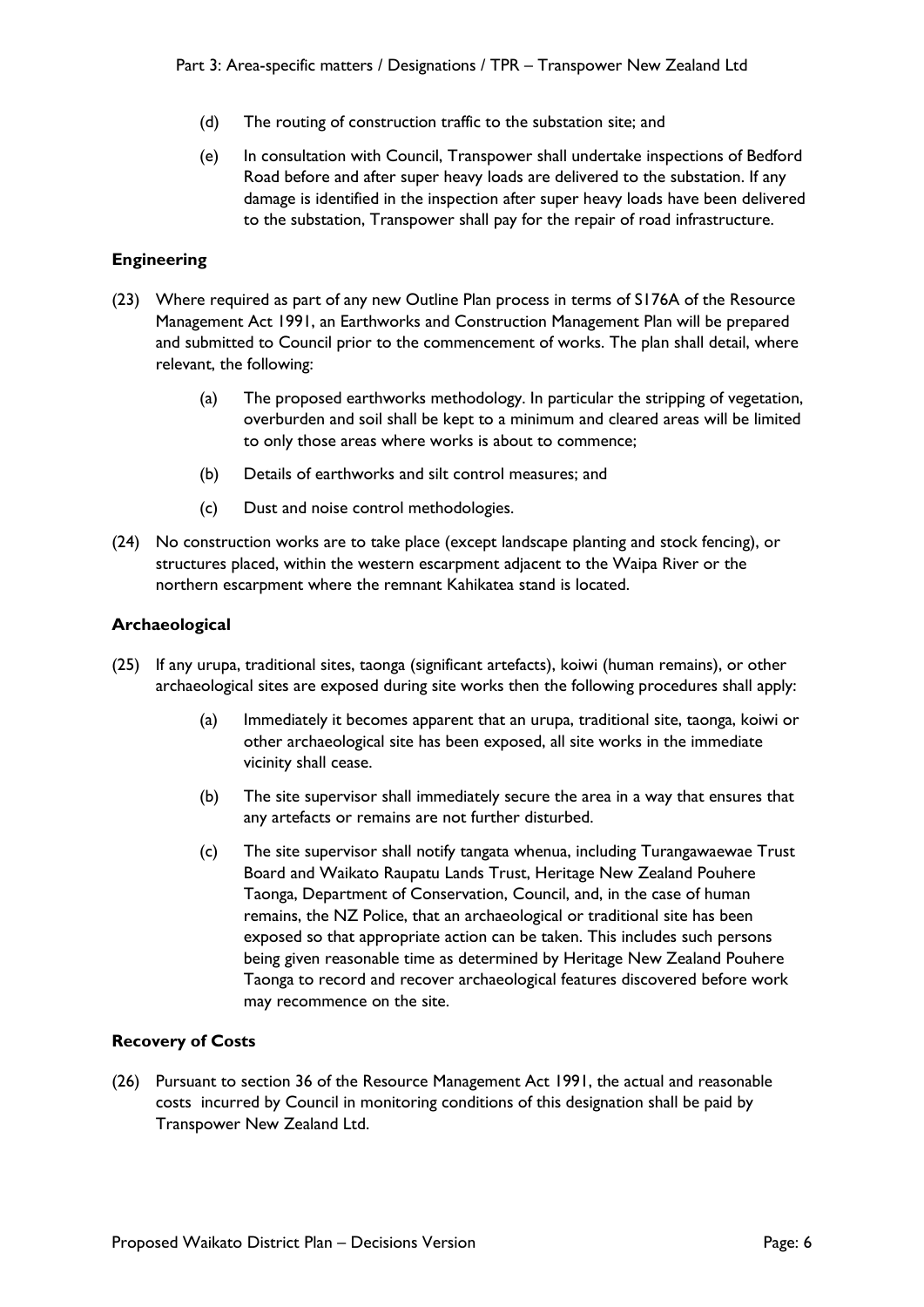(d) The routing of construction traffic to the substation site; and

(e) In consultation with Council, Transpower shall undertake inspections of Bedford Road before and after super heavy loads are delivered to the substation. If any damage is identified in the inspection after super heavy loads have been delivered to the substation, Transpower shall pay for the repair of road infrastructure.

**Engineering**

(23) Where required as part of any new Outline Plan process in terms of S176A of the Resource Management Act 1991, an Earthworks and Construction Management Plan will be prepared and submitted to Council prior to the commencement of works. The plan shall detail, where relevant, the following:

(a) The proposed earthworks methodology. In particular the stripping of vegetation, overburden and soil shall be kept to a minimum and cleared areas will be limited to only those areas where works is about to commence;

(b) Details of earthworks and silt control measures; and

(c) Dust and noise control methodologies.

(24) No construction works are to take place (except landscape planting and stock fencing), or structures placed, within the western escarpment adjacent to the Waipa River or the northern escarpment where the remnant Kahikatea stand is located.

**Archaeological**

(25) If any urupa, traditional sites, taonga (significant artefacts), koiwi (human remains), or other archaeological sites are exposed during site works then the following procedures shall apply:

(a) Immediately it becomes apparent that an urupa, traditional site, taonga, koiwi or other archaeological site has been exposed, all site works in the immediate vicinity shall cease.

(b) The site supervisor shall immediately secure the area in a way that ensures that any artefacts or remains are not further disturbed.

(c) The site supervisor shall notify tangata whenua, including Turangawaewae Trust Board and Waikato Raupatu Lands Trust, Heritage New Zealand Pouhere Taonga, Department of Conservation, Council, and, in the case of human remains, the NZ Police, that an archaeological or traditional site has been exposed so that appropriate action can be taken. This includes such persons being given reasonable time as determined by Heritage New Zealand Pouhere Taonga to record and recover archaeological features discovered before work may recommence on the site.

**Recovery of Costs**

(26) Pursuant to section 36 of the Resource Management Act 1991, the actual and reasonable costs incurred by Council in monitoring conditions of this designation shall be paid by Transpower New Zealand Ltd.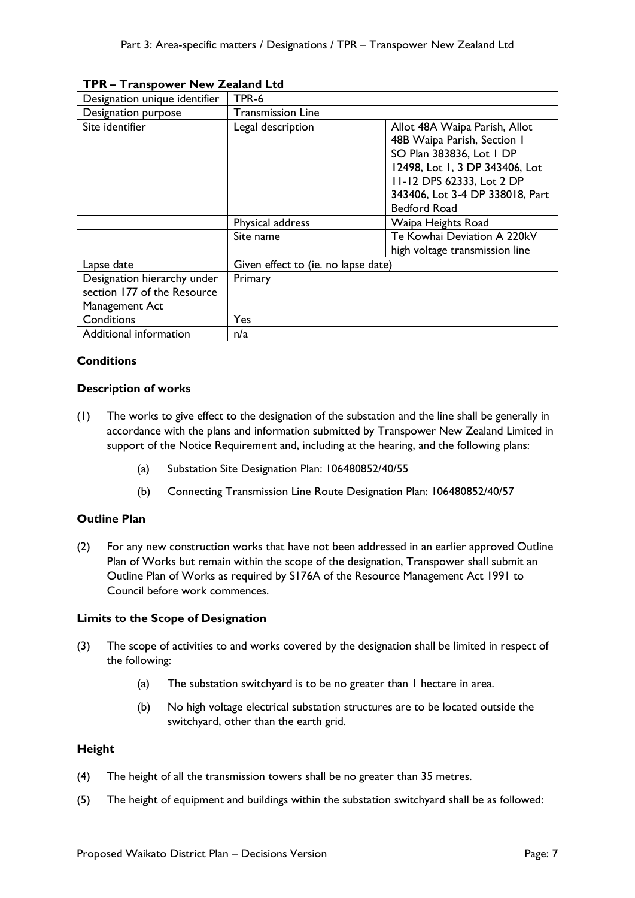| TPR – Transpower New Zealand Ltd | | |
|---|---|---|
| Designation unique identifier | TPR-6 | |
| Designation purpose | Transmission Line | |
| Site identifier | Legal description | Allot 48A Waipa Parish, Allot 48B Waipa Parish, Section 1 SO Plan 383836, Lot 1 DP 12498, Lot 1, 3 DP 343406, Lot 11-12 DPS 62333, Lot 2 DP 343406, Lot 3-4 DP 338018, Part Bedford Road |
| | Physical address | Waipa Heights Road |
| | Site name | Te Kowhai Deviation A 220kV high voltage transmission line |
| Lapse date | Given effect to (ie. no lapse date) | |
| Designation hierarchy under section 177 of the Resource Management Act | Primary | |
| Conditions | Yes | |
| Additional information | n/a | |

**Conditions**

**Description of works**

(1) The works to give effect to the designation of the substation and the line shall be generally in accordance with the plans and information submitted by Transpower New Zealand Limited in support of the Notice Requirement and, including at the hearing, and the following plans:

- (a) Substation Site Designation Plan: 106480852/40/55
- (b) Connecting Transmission Line Route Designation Plan: 106480852/40/57

**Outline Plan**

(2) For any new construction works that have not been addressed in an earlier approved Outline Plan of Works but remain within the scope of the designation, Transpower shall submit an Outline Plan of Works as required by S176A of the Resource Management Act 1991 to Council before work commences.

**Limits to the Scope of Designation**

(3) The scope of activities to and works covered by the designation shall be limited in respect of the following:

- (a) The substation switchyard is to be no greater than 1 hectare in area.
- (b) No high voltage electrical substation structures are to be located outside the switchyard, other than the earth grid.

**Height**

(4) The height of all the transmission towers shall be no greater than 35 metres.

(5) The height of equipment and buildings within the substation switchyard shall be as followed: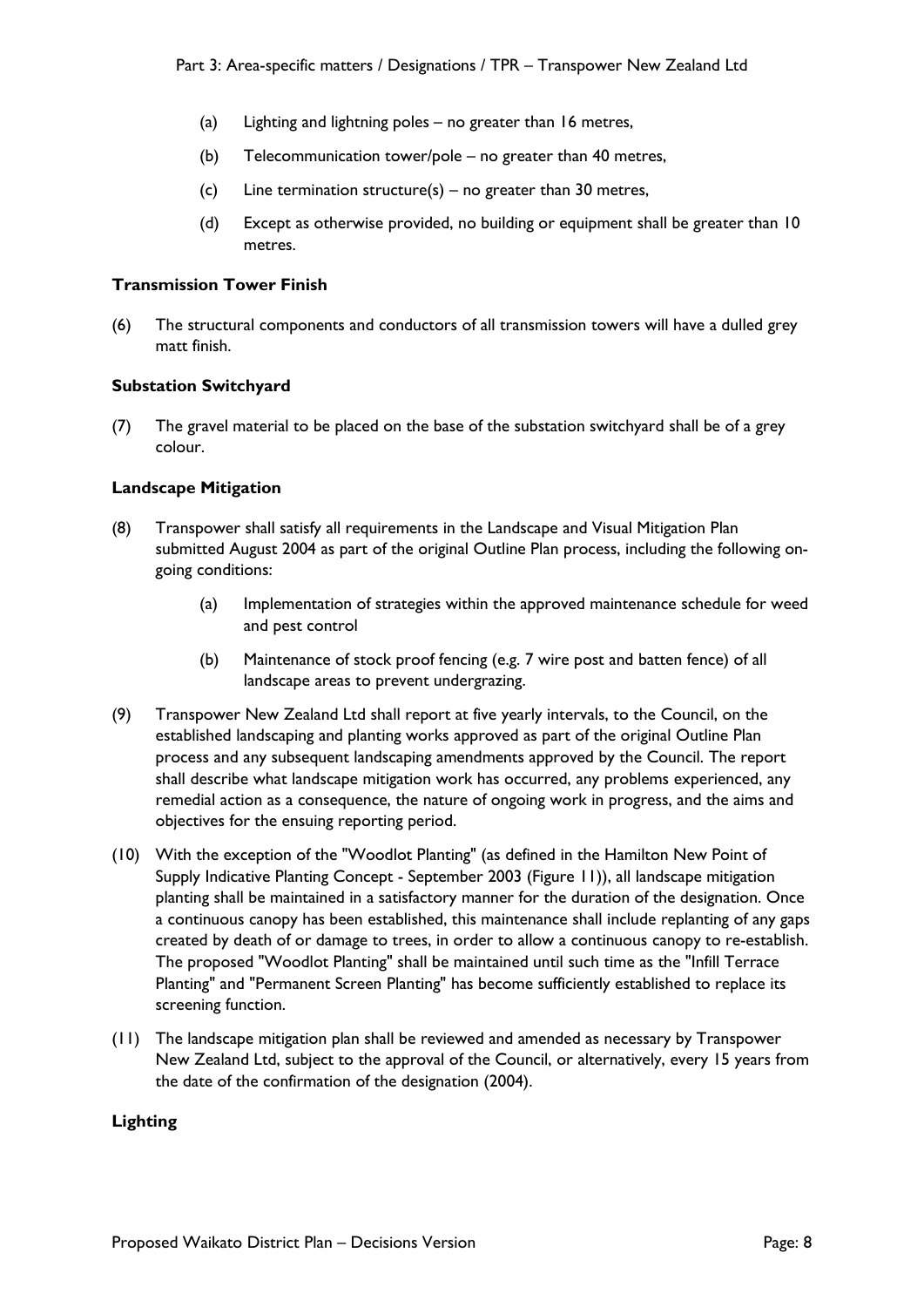(a) Lighting and lightning poles – no greater than 16 metres,

(b) Telecommunication tower/pole – no greater than 40 metres,

(c) Line termination structure(s) – no greater than 30 metres,

(d) Except as otherwise provided, no building or equipment shall be greater than 10 metres.

**Transmission Tower Finish**

(6) The structural components and conductors of all transmission towers will have a dulled grey matt finish.

**Substation Switchyard**

(7) The gravel material to be placed on the base of the substation switchyard shall be of a grey colour.

**Landscape Mitigation**

(8) Transpower shall satisfy all requirements in the Landscape and Visual Mitigation Plan submitted August 2004 as part of the original Outline Plan process, including the following on-going conditions:

(a) Implementation of strategies within the approved maintenance schedule for weed and pest control

(b) Maintenance of stock proof fencing (e.g. 7 wire post and batten fence) of all landscape areas to prevent undergrazing.

(9) Transpower New Zealand Ltd shall report at five yearly intervals, to the Council, on the established landscaping and planting works approved as part of the original Outline Plan process and any subsequent landscaping amendments approved by the Council. The report shall describe what landscape mitigation work has occurred, any problems experienced, any remedial action as a consequence, the nature of ongoing work in progress, and the aims and objectives for the ensuing reporting period.

(10) With the exception of the "Woodlot Planting" (as defined in the Hamilton New Point of Supply Indicative Planting Concept - September 2003 (Figure 11)), all landscape mitigation planting shall be maintained in a satisfactory manner for the duration of the designation. Once a continuous canopy has been established, this maintenance shall include replanting of any gaps created by death of or damage to trees, in order to allow a continuous canopy to re-establish. The proposed "Woodlot Planting" shall be maintained until such time as the "Infill Terrace Planting" and "Permanent Screen Planting" has become sufficiently established to replace its screening function.

(11) The landscape mitigation plan shall be reviewed and amended as necessary by Transpower New Zealand Ltd, subject to the approval of the Council, or alternatively, every 15 years from the date of the confirmation of the designation (2004).

**Lighting**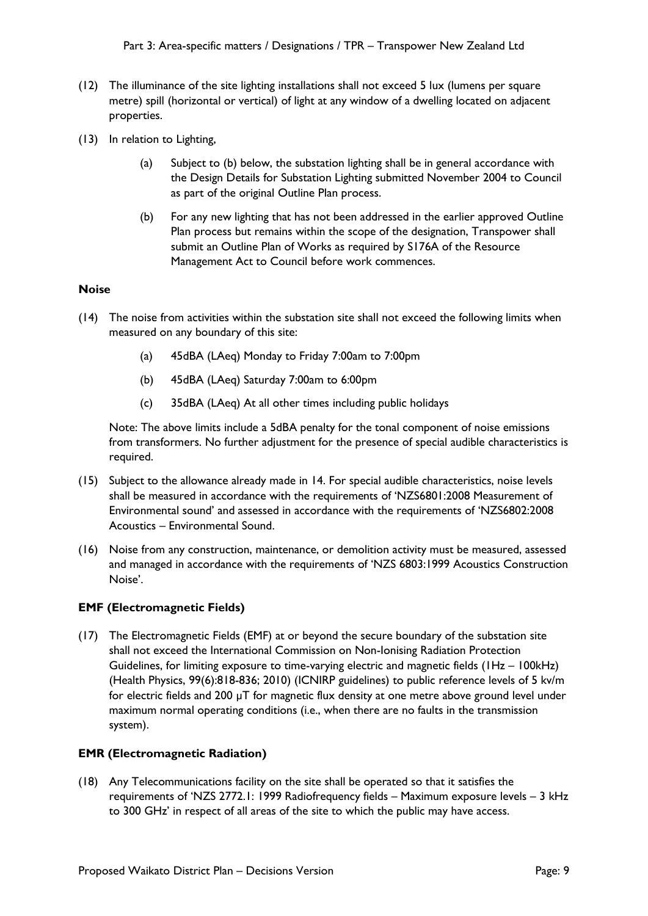(12) The illuminance of the site lighting installations shall not exceed 5 lux (lumens per square metre) spill (horizontal or vertical) of light at any window of a dwelling located on adjacent properties.

(13) In relation to Lighting,

   (a) Subject to (b) below, the substation lighting shall be in general accordance with the Design Details for Substation Lighting submitted November 2004 to Council as part of the original Outline Plan process.

   (b) For any new lighting that has not been addressed in the earlier approved Outline Plan process but remains within the scope of the designation, Transpower shall submit an Outline Plan of Works as required by S176A of the Resource Management Act to Council before work commences.

**Noise**

(14) The noise from activities within the substation site shall not exceed the following limits when measured on any boundary of this site:

   (a) 45dBA (LAeq) Monday to Friday 7:00am to 7:00pm

   (b) 45dBA (LAeq) Saturday 7:00am to 6:00pm

   (c) 35dBA (LAeq) At all other times including public holidays

   Note: The above limits include a 5dBA penalty for the tonal component of noise emissions from transformers. No further adjustment for the presence of special audible characteristics is required.

(15) Subject to the allowance already made in 14. For special audible characteristics, noise levels shall be measured in accordance with the requirements of 'NZS6801:2008 Measurement of Environmental sound' and assessed in accordance with the requirements of 'NZS6802:2008 Acoustics – Environmental Sound.

(16) Noise from any construction, maintenance, or demolition activity must be measured, assessed and managed in accordance with the requirements of 'NZS 6803:1999 Acoustics Construction Noise'.

**EMF (Electromagnetic Fields)**

(17) The Electromagnetic Fields (EMF) at or beyond the secure boundary of the substation site shall not exceed the International Commission on Non-Ionising Radiation Protection Guidelines, for limiting exposure to time-varying electric and magnetic fields (1Hz – 100kHz) (Health Physics, 99(6):818-836; 2010) (ICNIRP guidelines) to public reference levels of 5 kv/m for electric fields and 200 μT for magnetic flux density at one metre above ground level under maximum normal operating conditions (i.e., when there are no faults in the transmission system).

**EMR (Electromagnetic Radiation)**

(18) Any Telecommunications facility on the site shall be operated so that it satisfies the requirements of 'NZS 2772.1: 1999 Radiofrequency fields – Maximum exposure levels – 3 kHz to 300 GHz' in respect of all areas of the site to which the public may have access.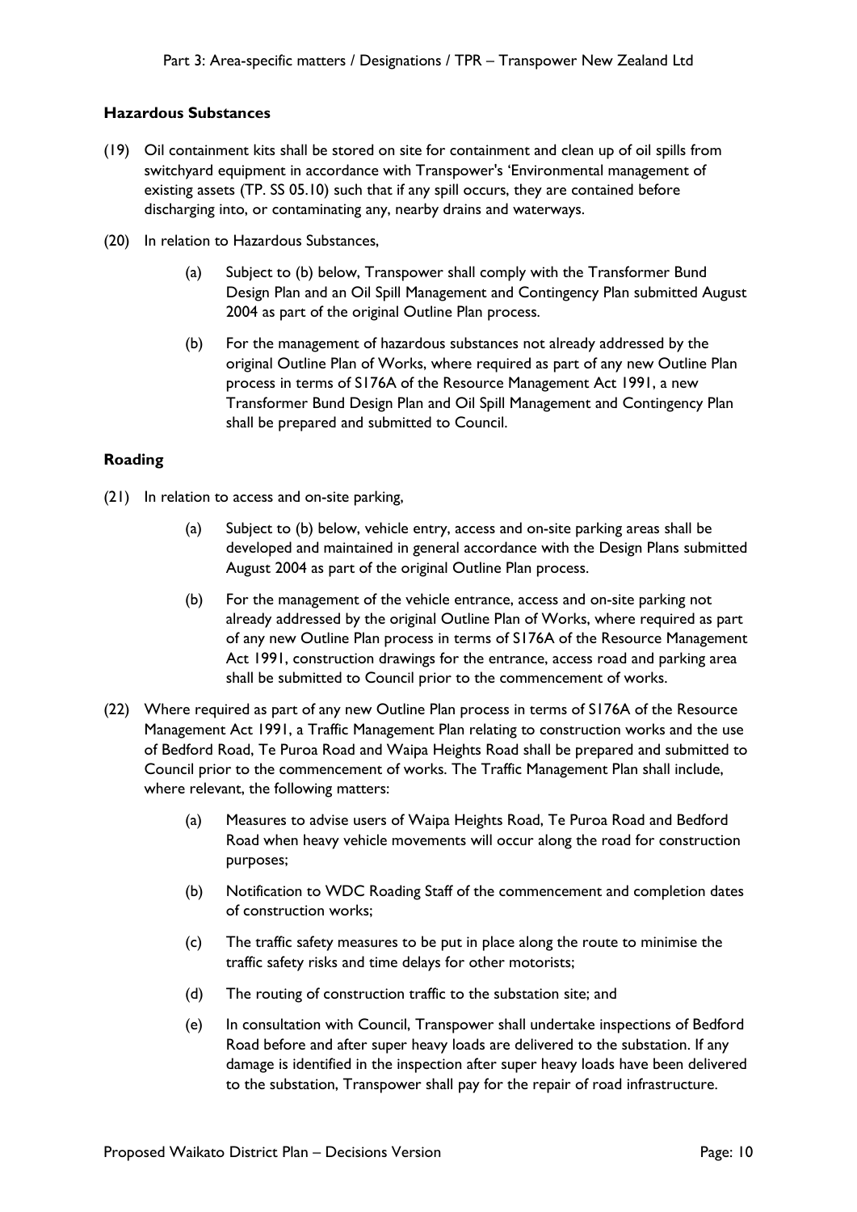### Hazardous Substances

(19) Oil containment kits shall be stored on site for containment and clean up of oil spills from switchyard equipment in accordance with Transpower's 'Environmental management of existing assets (TP. SS 05.10) such that if any spill occurs, they are contained before discharging into, or contaminating any, nearby drains and waterways.

(20) In relation to Hazardous Substances,

(a) Subject to (b) below, Transpower shall comply with the Transformer Bund Design Plan and an Oil Spill Management and Contingency Plan submitted August 2004 as part of the original Outline Plan process.

(b) For the management of hazardous substances not already addressed by the original Outline Plan of Works, where required as part of any new Outline Plan process in terms of S176A of the Resource Management Act 1991, a new Transformer Bund Design Plan and Oil Spill Management and Contingency Plan shall be prepared and submitted to Council.

### Roading

(21) In relation to access and on-site parking,

(a) Subject to (b) below, vehicle entry, access and on-site parking areas shall be developed and maintained in general accordance with the Design Plans submitted August 2004 as part of the original Outline Plan process.

(b) For the management of the vehicle entrance, access and on-site parking not already addressed by the original Outline Plan of Works, where required as part of any new Outline Plan process in terms of S176A of the Resource Management Act 1991, construction drawings for the entrance, access road and parking area shall be submitted to Council prior to the commencement of works.

(22) Where required as part of any new Outline Plan process in terms of S176A of the Resource Management Act 1991, a Traffic Management Plan relating to construction works and the use of Bedford Road, Te Puroa Road and Waipa Heights Road shall be prepared and submitted to Council prior to the commencement of works. The Traffic Management Plan shall include, where relevant, the following matters:

(a) Measures to advise users of Waipa Heights Road, Te Puroa Road and Bedford Road when heavy vehicle movements will occur along the road for construction purposes;

(b) Notification to WDC Roading Staff of the commencement and completion dates of construction works;

(c) The traffic safety measures to be put in place along the route to minimise the traffic safety risks and time delays for other motorists;

(d) The routing of construction traffic to the substation site; and

(e) In consultation with Council, Transpower shall undertake inspections of Bedford Road before and after super heavy loads are delivered to the substation. If any damage is identified in the inspection after super heavy loads have been delivered to the substation, Transpower shall pay for the repair of road infrastructure.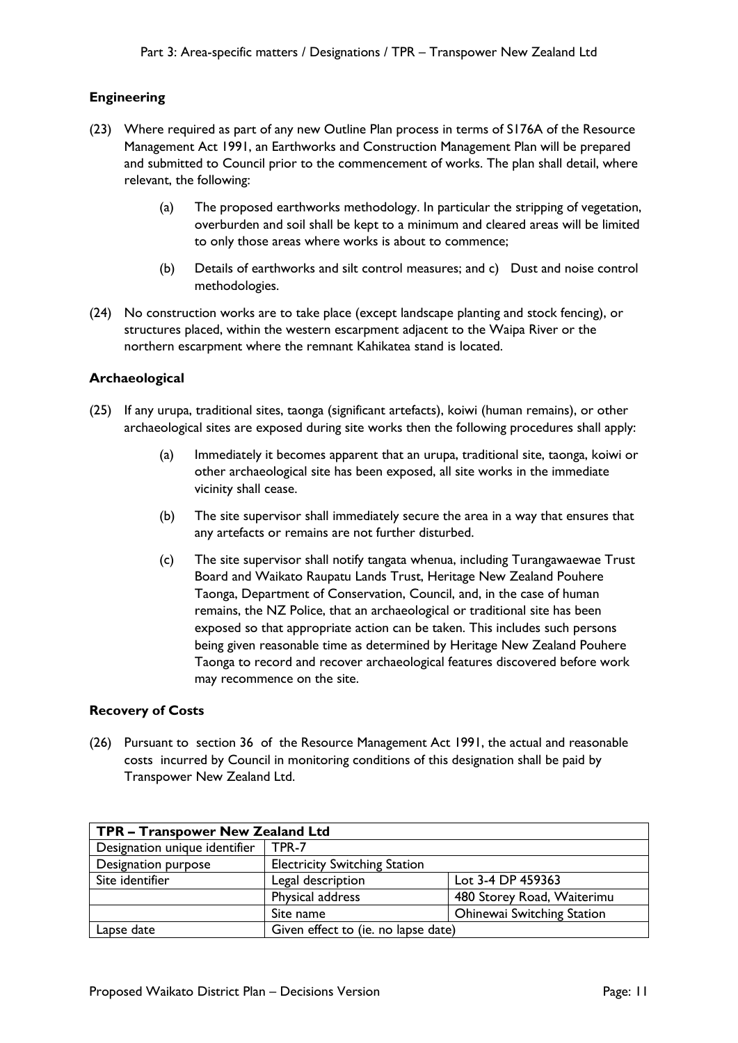### Engineering

(23) Where required as part of any new Outline Plan process in terms of S176A of the Resource Management Act 1991, an Earthworks and Construction Management Plan will be prepared and submitted to Council prior to the commencement of works. The plan shall detail, where relevant, the following:

   (a) The proposed earthworks methodology. In particular the stripping of vegetation, overburden and soil shall be kept to a minimum and cleared areas will be limited to only those areas where works is about to commence;

   (b) Details of earthworks and silt control measures; and c) Dust and noise control methodologies.

(24) No construction works are to take place (except landscape planting and stock fencing), or structures placed, within the western escarpment adjacent to the Waipa River or the northern escarpment where the remnant Kahikatea stand is located.

### Archaeological

(25) If any urupa, traditional sites, taonga (significant artefacts), koiwi (human remains), or other archaeological sites are exposed during site works then the following procedures shall apply:

   (a) Immediately it becomes apparent that an urupa, traditional site, taonga, koiwi or other archaeological site has been exposed, all site works in the immediate vicinity shall cease.

   (b) The site supervisor shall immediately secure the area in a way that ensures that any artefacts or remains are not further disturbed.

   (c) The site supervisor shall notify tangata whenua, including Turangawaewae Trust Board and Waikato Raupatu Lands Trust, Heritage New Zealand Pouhere Taonga, Department of Conservation, Council, and, in the case of human remains, the NZ Police, that an archaeological or traditional site has been exposed so that appropriate action can be taken. This includes such persons being given reasonable time as determined by Heritage New Zealand Pouhere Taonga to record and recover archaeological features discovered before work may recommence on the site.

### Recovery of Costs

(26) Pursuant to section 36 of the Resource Management Act 1991, the actual and reasonable costs incurred by Council in monitoring conditions of this designation shall be paid by Transpower New Zealand Ltd.

| **TPR – Transpower New Zealand Ltd** | | |
|---|---|---|
| Designation unique identifier | TPR-7 | |
| Designation purpose | Electricity Switching Station | |
| Site identifier | Legal description | Lot 3-4 DP 459363 |
| | Physical address | 480 Storey Road, Waiterimu |
| | Site name | Ohinewai Switching Station |
| Lapse date | Given effect to (ie. no lapse date) | |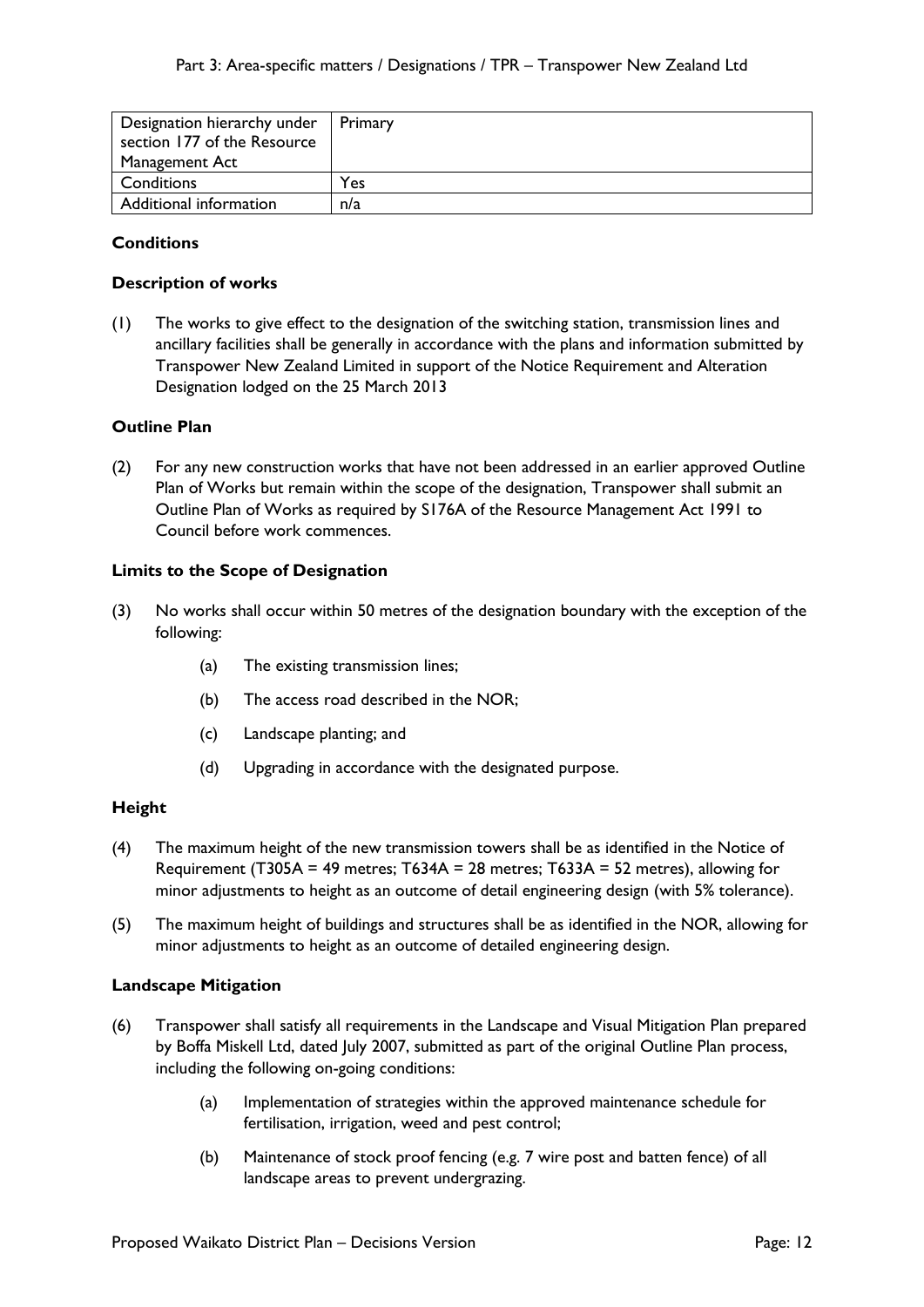| Designation hierarchy under section 177 of the Resource Management Act | Primary |
| --- | --- |
| Conditions | Yes |
| Additional information | n/a |

**Conditions**

**Description of works**

(1) The works to give effect to the designation of the switching station, transmission lines and ancillary facilities shall be generally in accordance with the plans and information submitted by Transpower New Zealand Limited in support of the Notice Requirement and Alteration Designation lodged on the 25 March 2013

**Outline Plan**

(2) For any new construction works that have not been addressed in an earlier approved Outline Plan of Works but remain within the scope of the designation, Transpower shall submit an Outline Plan of Works as required by S176A of the Resource Management Act 1991 to Council before work commences.

**Limits to the Scope of Designation**

(3) No works shall occur within 50 metres of the designation boundary with the exception of the following:

(a) The existing transmission lines;

(b) The access road described in the NOR;

(c) Landscape planting; and

(d) Upgrading in accordance with the designated purpose.

**Height**

(4) The maximum height of the new transmission towers shall be as identified in the Notice of Requirement (T305A = 49 metres; T634A = 28 metres; T633A = 52 metres), allowing for minor adjustments to height as an outcome of detail engineering design (with 5% tolerance).

(5) The maximum height of buildings and structures shall be as identified in the NOR, allowing for minor adjustments to height as an outcome of detailed engineering design.

**Landscape Mitigation**

(6) Transpower shall satisfy all requirements in the Landscape and Visual Mitigation Plan prepared by Boffa Miskell Ltd, dated July 2007, submitted as part of the original Outline Plan process, including the following on-going conditions:

(a) Implementation of strategies within the approved maintenance schedule for fertilisation, irrigation, weed and pest control;

(b) Maintenance of stock proof fencing (e.g. 7 wire post and batten fence) of all landscape areas to prevent undergrazing.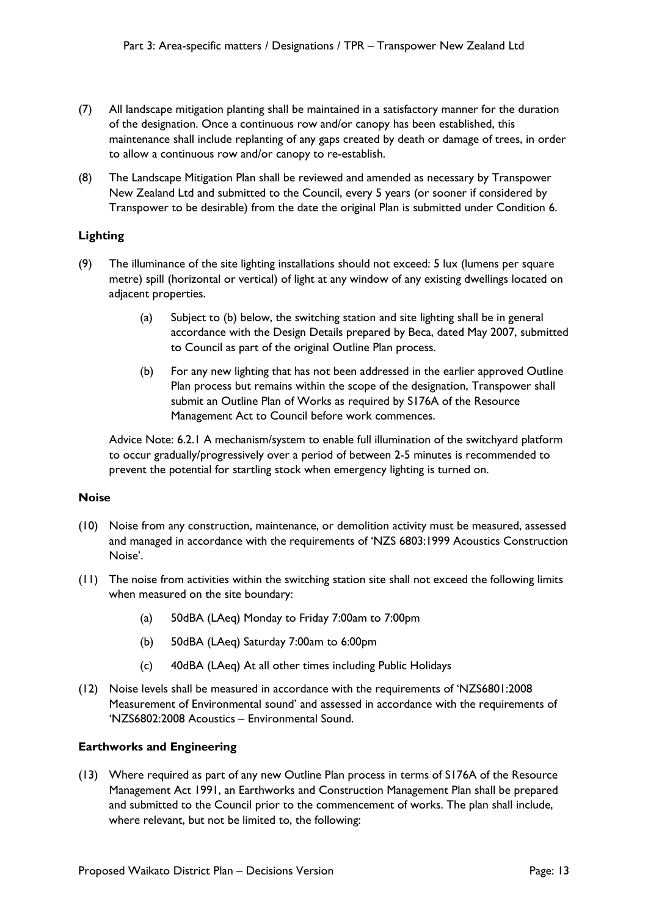(7) All landscape mitigation planting shall be maintained in a satisfactory manner for the duration of the designation. Once a continuous row and/or canopy has been established, this maintenance shall include replanting of any gaps created by death or damage of trees, in order to allow a continuous row and/or canopy to re-establish.

(8) The Landscape Mitigation Plan shall be reviewed and amended as necessary by Transpower New Zealand Ltd and submitted to the Council, every 5 years (or sooner if considered by Transpower to be desirable) from the date the original Plan is submitted under Condition 6.

**Lighting**

(9) The illuminance of the site lighting installations should not exceed: 5 lux (lumens per square metre) spill (horizontal or vertical) of light at any window of any existing dwellings located on adjacent properties.

   (a) Subject to (b) below, the switching station and site lighting shall be in general accordance with the Design Details prepared by Beca, dated May 2007, submitted to Council as part of the original Outline Plan process.

   (b) For any new lighting that has not been addressed in the earlier approved Outline Plan process but remains within the scope of the designation, Transpower shall submit an Outline Plan of Works as required by S176A of the Resource Management Act to Council before work commences.

Advice Note: 6.2.1 A mechanism/system to enable full illumination of the switchyard platform to occur gradually/progressively over a period of between 2-5 minutes is recommended to prevent the potential for startling stock when emergency lighting is turned on.

**Noise**

(10) Noise from any construction, maintenance, or demolition activity must be measured, assessed and managed in accordance with the requirements of 'NZS 6803:1999 Acoustics Construction Noise'.

(11) The noise from activities within the switching station site shall not exceed the following limits when measured on the site boundary:

   (a) 50dBA (LAeq) Monday to Friday 7:00am to 7:00pm

   (b) 50dBA (LAeq) Saturday 7:00am to 6:00pm

   (c) 40dBA (LAeq) At all other times including Public Holidays

(12) Noise levels shall be measured in accordance with the requirements of 'NZS6801:2008 Measurement of Environmental sound' and assessed in accordance with the requirements of 'NZS6802:2008 Acoustics – Environmental Sound.

**Earthworks and Engineering**

(13) Where required as part of any new Outline Plan process in terms of S176A of the Resource Management Act 1991, an Earthworks and Construction Management Plan shall be prepared and submitted to the Council prior to the commencement of works. The plan shall include, where relevant, but not be limited to, the following: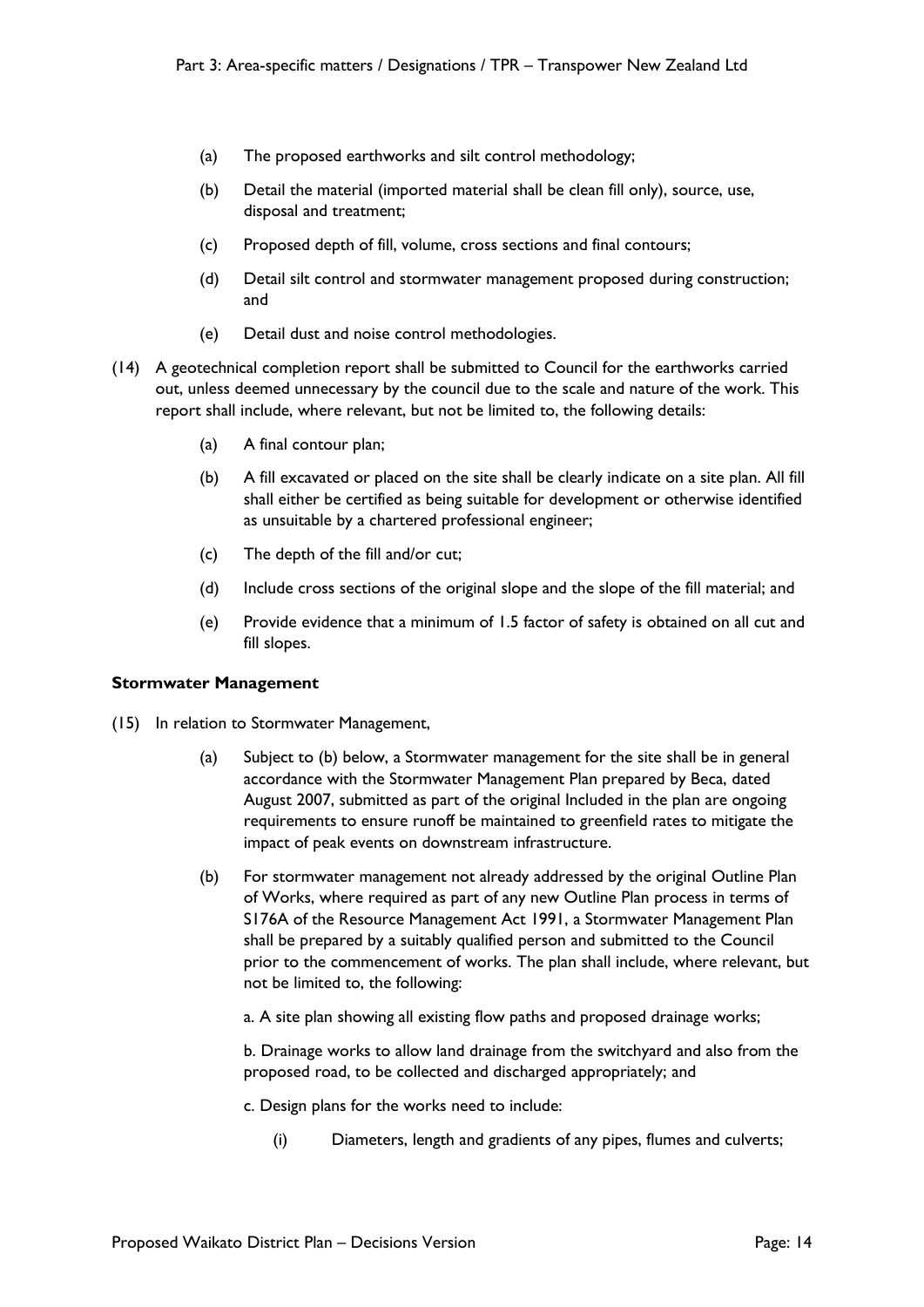(a) The proposed earthworks and silt control methodology;

(b) Detail the material (imported material shall be clean fill only), source, use, disposal and treatment;

(c) Proposed depth of fill, volume, cross sections and final contours;

(d) Detail silt control and stormwater management proposed during construction; and

(e) Detail dust and noise control methodologies.

(14) A geotechnical completion report shall be submitted to Council for the earthworks carried out, unless deemed unnecessary by the council due to the scale and nature of the work. This report shall include, where relevant, but not be limited to, the following details:

(a) A final contour plan;

(b) A fill excavated or placed on the site shall be clearly indicate on a site plan. All fill shall either be certified as being suitable for development or otherwise identified as unsuitable by a chartered professional engineer;

(c) The depth of the fill and/or cut;

(d) Include cross sections of the original slope and the slope of the fill material; and

(e) Provide evidence that a minimum of 1.5 factor of safety is obtained on all cut and fill slopes.

**Stormwater Management**

(15) In relation to Stormwater Management,

(a) Subject to (b) below, a Stormwater management for the site shall be in general accordance with the Stormwater Management Plan prepared by Beca, dated August 2007, submitted as part of the original Included in the plan are ongoing requirements to ensure runoff be maintained to greenfield rates to mitigate the impact of peak events on downstream infrastructure.

(b) For stormwater management not already addressed by the original Outline Plan of Works, where required as part of any new Outline Plan process in terms of S176A of the Resource Management Act 1991, a Stormwater Management Plan shall be prepared by a suitably qualified person and submitted to the Council prior to the commencement of works. The plan shall include, where relevant, but not be limited to, the following:

a. A site plan showing all existing flow paths and proposed drainage works;

b. Drainage works to allow land drainage from the switchyard and also from the proposed road, to be collected and discharged appropriately; and

c. Design plans for the works need to include:

(i) Diameters, length and gradients of any pipes, flumes and culverts;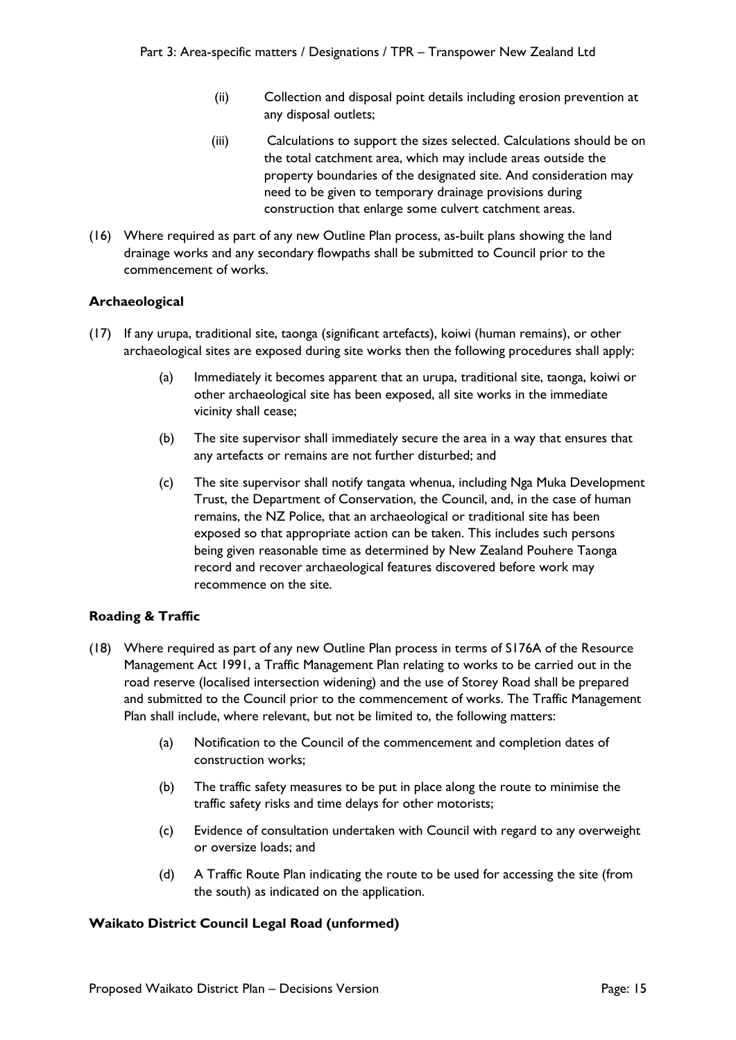(ii) Collection and disposal point details including erosion prevention at any disposal outlets;

(iii) Calculations to support the sizes selected. Calculations should be on the total catchment area, which may include areas outside the property boundaries of the designated site. And consideration may need to be given to temporary drainage provisions during construction that enlarge some culvert catchment areas.

(16) Where required as part of any new Outline Plan process, as-built plans showing the land drainage works and any secondary flowpaths shall be submitted to Council prior to the commencement of works.

**Archaeological**

(17) If any urupa, traditional site, taonga (significant artefacts), koiwi (human remains), or other archaeological sites are exposed during site works then the following procedures shall apply:

(a) Immediately it becomes apparent that an urupa, traditional site, taonga, koiwi or other archaeological site has been exposed, all site works in the immediate vicinity shall cease;

(b) The site supervisor shall immediately secure the area in a way that ensures that any artefacts or remains are not further disturbed; and

(c) The site supervisor shall notify tangata whenua, including Nga Muka Development Trust, the Department of Conservation, the Council, and, in the case of human remains, the NZ Police, that an archaeological or traditional site has been exposed so that appropriate action can be taken. This includes such persons being given reasonable time as determined by New Zealand Pouhere Taonga record and recover archaeological features discovered before work may recommence on the site.

**Roading & Traffic**

(18) Where required as part of any new Outline Plan process in terms of S176A of the Resource Management Act 1991, a Traffic Management Plan relating to works to be carried out in the road reserve (localised intersection widening) and the use of Storey Road shall be prepared and submitted to the Council prior to the commencement of works. The Traffic Management Plan shall include, where relevant, but not be limited to, the following matters:

(a) Notification to the Council of the commencement and completion dates of construction works;

(b) The traffic safety measures to be put in place along the route to minimise the traffic safety risks and time delays for other motorists;

(c) Evidence of consultation undertaken with Council with regard to any overweight or oversize loads; and

(d) A Traffic Route Plan indicating the route to be used for accessing the site (from the south) as indicated on the application.

**Waikato District Council Legal Road (unformed)**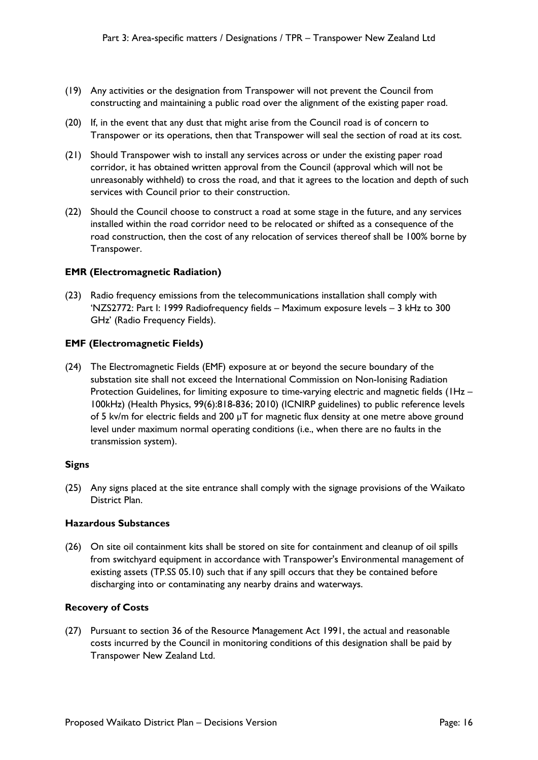(19) Any activities or the designation from Transpower will not prevent the Council from constructing and maintaining a public road over the alignment of the existing paper road.

(20) If, in the event that any dust that might arise from the Council road is of concern to Transpower or its operations, then that Transpower will seal the section of road at its cost.

(21) Should Transpower wish to install any services across or under the existing paper road corridor, it has obtained written approval from the Council (approval which will not be unreasonably withheld) to cross the road, and that it agrees to the location and depth of such services with Council prior to their construction.

(22) Should the Council choose to construct a road at some stage in the future, and any services installed within the road corridor need to be relocated or shifted as a consequence of the road construction, then the cost of any relocation of services thereof shall be 100% borne by Transpower.

**EMR (Electromagnetic Radiation)**

(23) Radio frequency emissions from the telecommunications installation shall comply with 'NZS2772: Part I: 1999 Radiofrequency fields – Maximum exposure levels – 3 kHz to 300 GHz' (Radio Frequency Fields).

**EMF (Electromagnetic Fields)**

(24) The Electromagnetic Fields (EMF) exposure at or beyond the secure boundary of the substation site shall not exceed the International Commission on Non-Ionising Radiation Protection Guidelines, for limiting exposure to time-varying electric and magnetic fields (1Hz – 100kHz) (Health Physics, 99(6):818-836; 2010) (ICNIRP guidelines) to public reference levels of 5 kv/m for electric fields and 200 μT for magnetic flux density at one metre above ground level under maximum normal operating conditions (i.e., when there are no faults in the transmission system).

**Signs**

(25) Any signs placed at the site entrance shall comply with the signage provisions of the Waikato District Plan.

**Hazardous Substances**

(26) On site oil containment kits shall be stored on site for containment and cleanup of oil spills from switchyard equipment in accordance with Transpower's Environmental management of existing assets (TP.SS 05.10) such that if any spill occurs that they be contained before discharging into or contaminating any nearby drains and waterways.

**Recovery of Costs**

(27) Pursuant to section 36 of the Resource Management Act 1991, the actual and reasonable costs incurred by the Council in monitoring conditions of this designation shall be paid by Transpower New Zealand Ltd.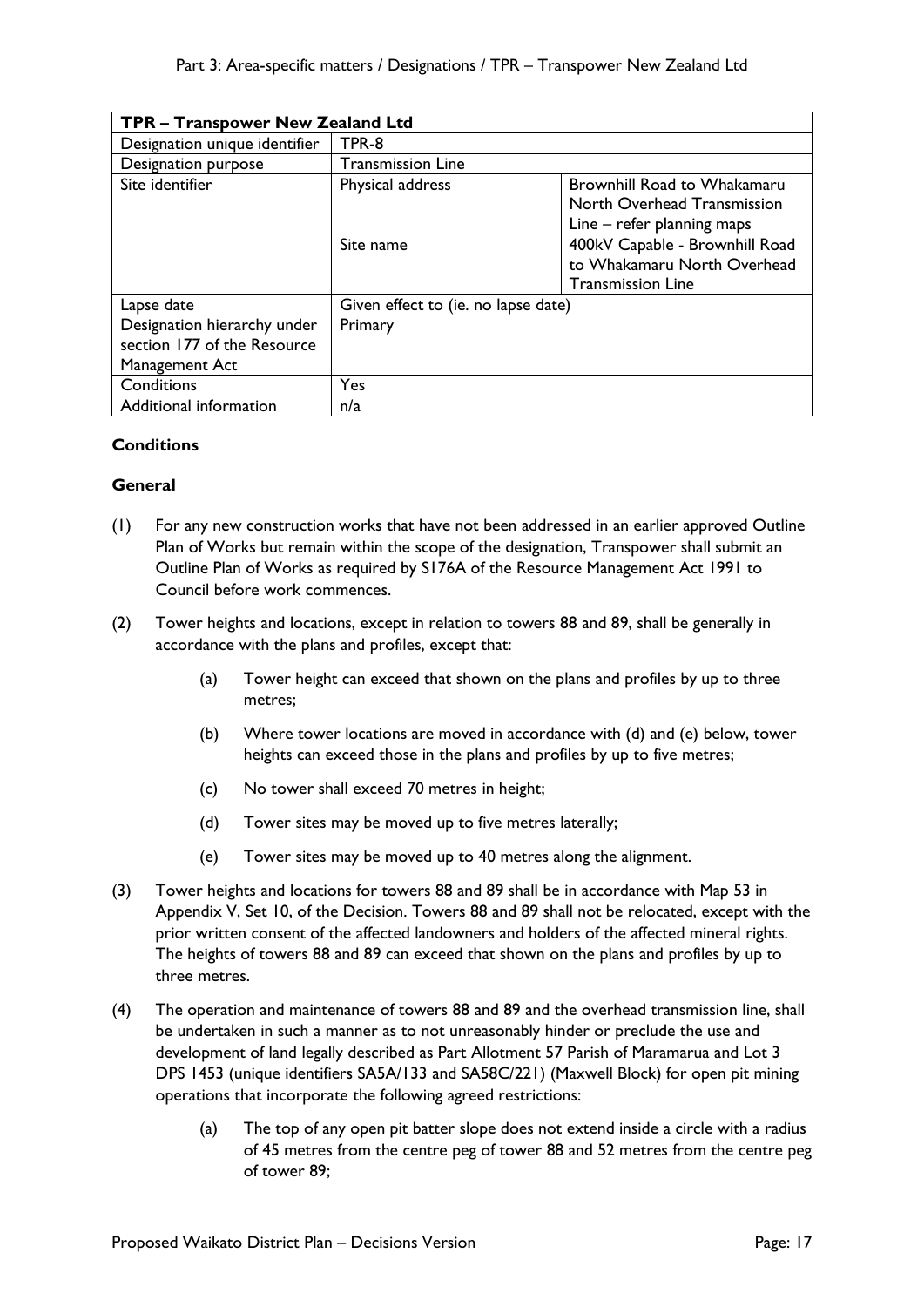| TPR – Transpower New Zealand Ltd | | |
|---|---|---|
| Designation unique identifier | TPR-8 | |
| Designation purpose | Transmission Line | |
| Site identifier | Physical address | Brownhill Road to Whakamaru North Overhead Transmission Line – refer planning maps |
| | Site name | 400kV Capable - Brownhill Road to Whakamaru North Overhead Transmission Line |
| Lapse date | Given effect to (ie. no lapse date) | |
| Designation hierarchy under section 177 of the Resource Management Act | Primary | |
| Conditions | Yes | |
| Additional information | n/a | |

**Conditions**

**General**

(1) For any new construction works that have not been addressed in an earlier approved Outline Plan of Works but remain within the scope of the designation, Transpower shall submit an Outline Plan of Works as required by S176A of the Resource Management Act 1991 to Council before work commences.

(2) Tower heights and locations, except in relation to towers 88 and 89, shall be generally in accordance with the plans and profiles, except that:

   (a) Tower height can exceed that shown on the plans and profiles by up to three metres;

   (b) Where tower locations are moved in accordance with (d) and (e) below, tower heights can exceed those in the plans and profiles by up to five metres;

   (c) No tower shall exceed 70 metres in height;

   (d) Tower sites may be moved up to five metres laterally;

   (e) Tower sites may be moved up to 40 metres along the alignment.

(3) Tower heights and locations for towers 88 and 89 shall be in accordance with Map 53 in Appendix V, Set 10, of the Decision. Towers 88 and 89 shall not be relocated, except with the prior written consent of the affected landowners and holders of the affected mineral rights. The heights of towers 88 and 89 can exceed that shown on the plans and profiles by up to three metres.

(4) The operation and maintenance of towers 88 and 89 and the overhead transmission line, shall be undertaken in such a manner as to not unreasonably hinder or preclude the use and development of land legally described as Part Allotment 57 Parish of Maramarua and Lot 3 DPS 1453 (unique identifiers SA5A/133 and SA58C/221) (Maxwell Block) for open pit mining operations that incorporate the following agreed restrictions:

   (a) The top of any open pit batter slope does not extend inside a circle with a radius of 45 metres from the centre peg of tower 88 and 52 metres from the centre peg of tower 89;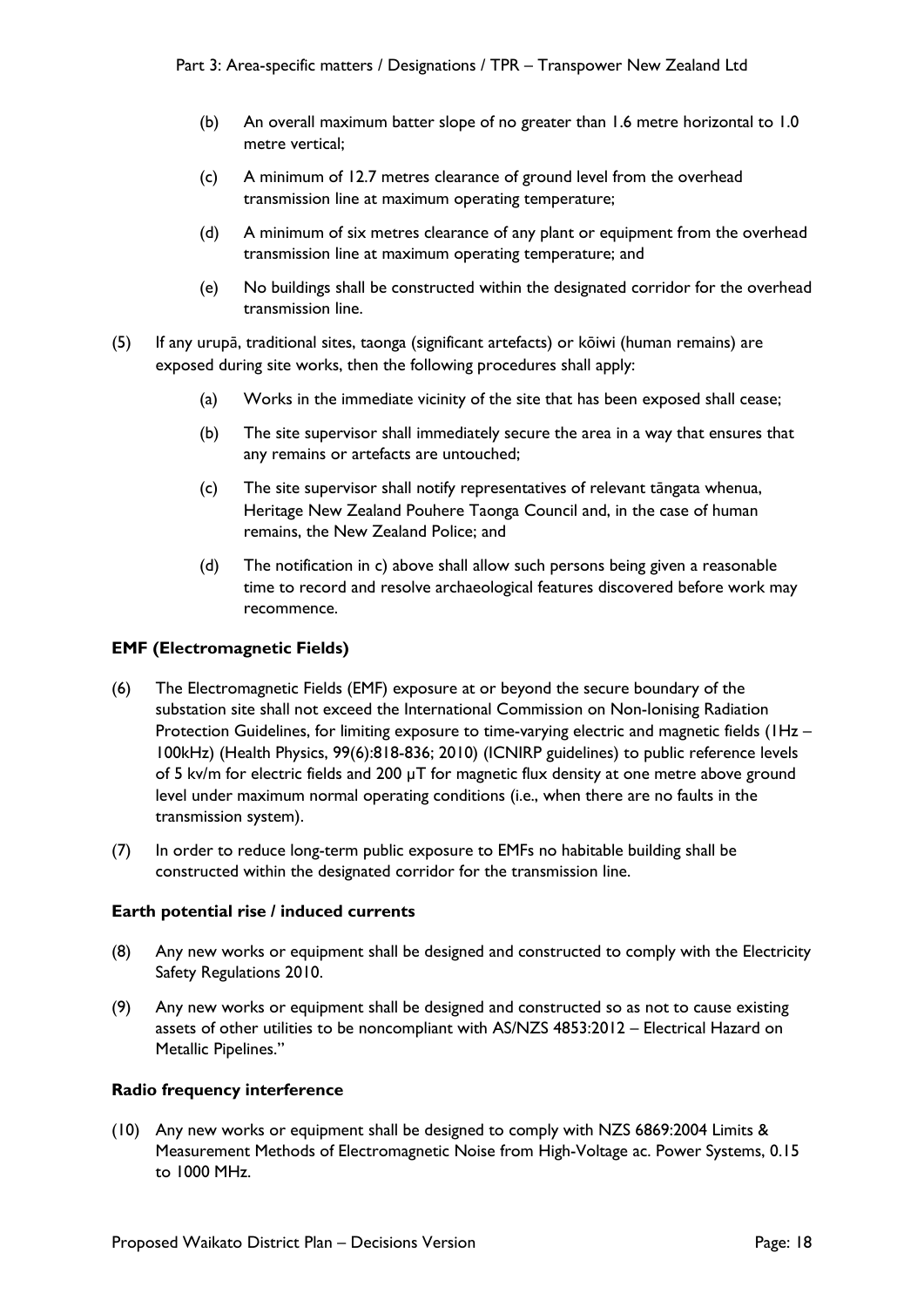(b) An overall maximum batter slope of no greater than 1.6 metre horizontal to 1.0 metre vertical;

(c) A minimum of 12.7 metres clearance of ground level from the overhead transmission line at maximum operating temperature;

(d) A minimum of six metres clearance of any plant or equipment from the overhead transmission line at maximum operating temperature; and

(e) No buildings shall be constructed within the designated corridor for the overhead transmission line.

(5) If any urupā, traditional sites, taonga (significant artefacts) or kōiwi (human remains) are exposed during site works, then the following procedures shall apply:

(a) Works in the immediate vicinity of the site that has been exposed shall cease;

(b) The site supervisor shall immediately secure the area in a way that ensures that any remains or artefacts are untouched;

(c) The site supervisor shall notify representatives of relevant tāngata whenua, Heritage New Zealand Pouhere Taonga Council and, in the case of human remains, the New Zealand Police; and

(d) The notification in c) above shall allow such persons being given a reasonable time to record and resolve archaeological features discovered before work may recommence.

**EMF (Electromagnetic Fields)**

(6) The Electromagnetic Fields (EMF) exposure at or beyond the secure boundary of the substation site shall not exceed the International Commission on Non-Ionising Radiation Protection Guidelines, for limiting exposure to time-varying electric and magnetic fields (1Hz – 100kHz) (Health Physics, 99(6):818-836; 2010) (ICNIRP guidelines) to public reference levels of 5 kv/m for electric fields and 200 μT for magnetic flux density at one metre above ground level under maximum normal operating conditions (i.e., when there are no faults in the transmission system).

(7) In order to reduce long-term public exposure to EMFs no habitable building shall be constructed within the designated corridor for the transmission line.

**Earth potential rise / induced currents**

(8) Any new works or equipment shall be designed and constructed to comply with the Electricity Safety Regulations 2010.

(9) Any new works or equipment shall be designed and constructed so as not to cause existing assets of other utilities to be noncompliant with AS/NZS 4853:2012 – Electrical Hazard on Metallic Pipelines."

**Radio frequency interference**

(10) Any new works or equipment shall be designed to comply with NZS 6869:2004 Limits & Measurement Methods of Electromagnetic Noise from High-Voltage ac. Power Systems, 0.15 to 1000 MHz.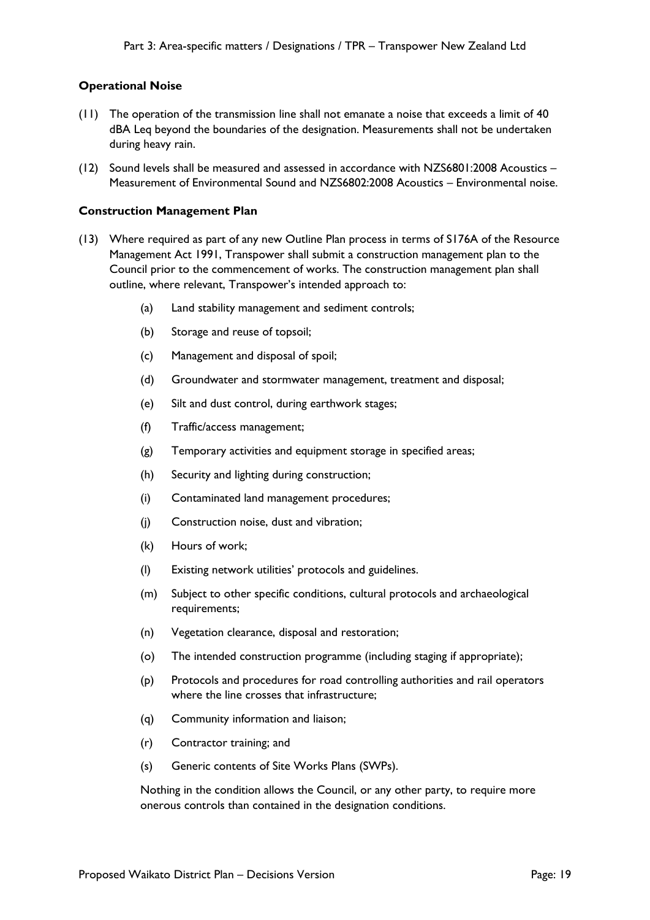**Operational Noise**

(11) The operation of the transmission line shall not emanate a noise that exceeds a limit of 40 dBA Leq beyond the boundaries of the designation. Measurements shall not be undertaken during heavy rain.

(12) Sound levels shall be measured and assessed in accordance with NZS6801:2008 Acoustics – Measurement of Environmental Sound and NZS6802:2008 Acoustics – Environmental noise.

**Construction Management Plan**

(13) Where required as part of any new Outline Plan process in terms of S176A of the Resource Management Act 1991, Transpower shall submit a construction management plan to the Council prior to the commencement of works. The construction management plan shall outline, where relevant, Transpower's intended approach to:

- (a) Land stability management and sediment controls;
- (b) Storage and reuse of topsoil;
- (c) Management and disposal of spoil;
- (d) Groundwater and stormwater management, treatment and disposal;
- (e) Silt and dust control, during earthwork stages;
- (f) Traffic/access management;
- (g) Temporary activities and equipment storage in specified areas;
- (h) Security and lighting during construction;
- (i) Contaminated land management procedures;
- (j) Construction noise, dust and vibration;
- (k) Hours of work;
- (l) Existing network utilities' protocols and guidelines.
- (m) Subject to other specific conditions, cultural protocols and archaeological requirements;
- (n) Vegetation clearance, disposal and restoration;
- (o) The intended construction programme (including staging if appropriate);
- (p) Protocols and procedures for road controlling authorities and rail operators where the line crosses that infrastructure;
- (q) Community information and liaison;
- (r) Contractor training; and
- (s) Generic contents of Site Works Plans (SWPs).

Nothing in the condition allows the Council, or any other party, to require more onerous controls than contained in the designation conditions.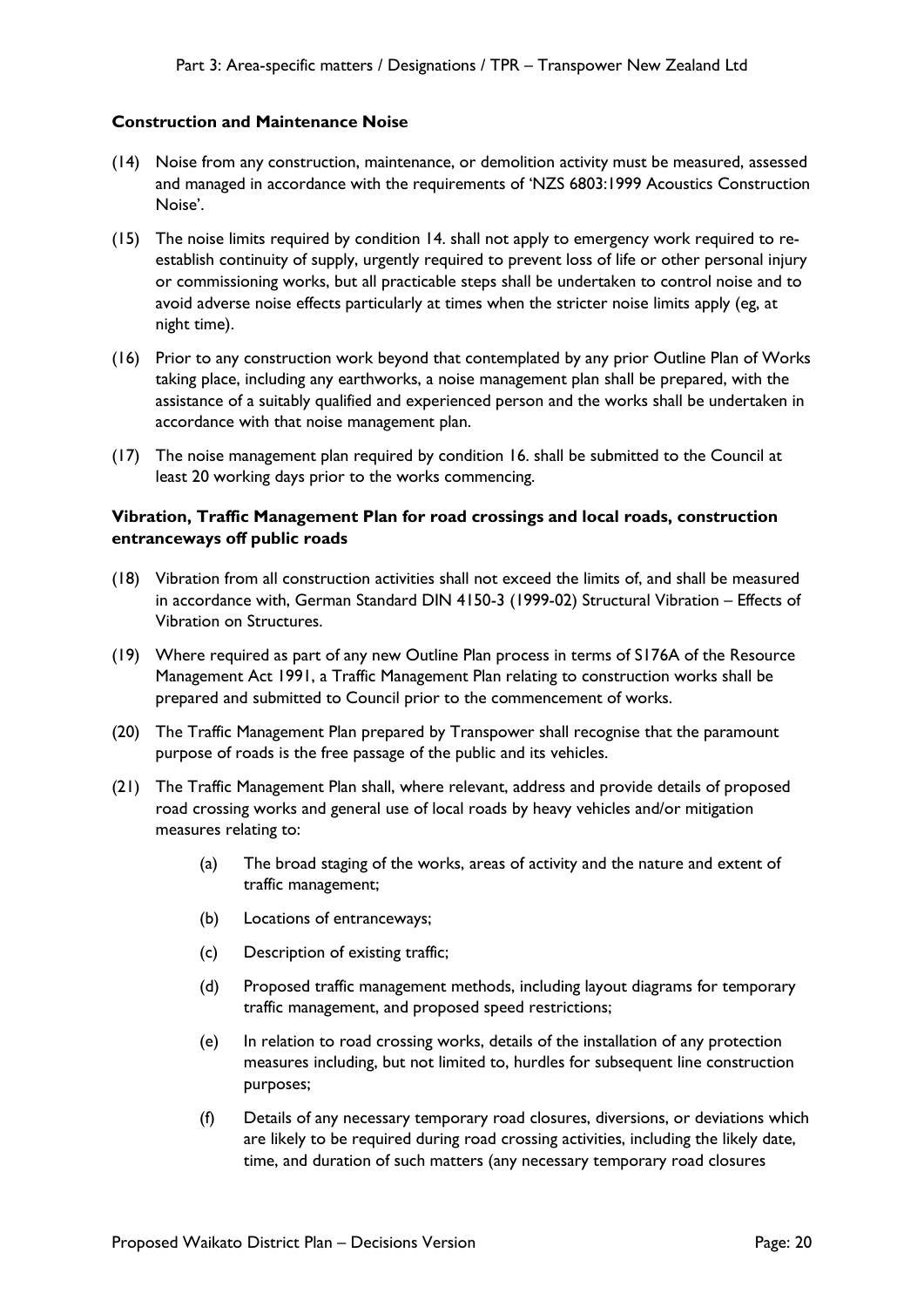**Construction and Maintenance Noise**

(14) Noise from any construction, maintenance, or demolition activity must be measured, assessed and managed in accordance with the requirements of 'NZS 6803:1999 Acoustics Construction Noise'.

(15) The noise limits required by condition 14. shall not apply to emergency work required to re-establish continuity of supply, urgently required to prevent loss of life or other personal injury or commissioning works, but all practicable steps shall be undertaken to control noise and to avoid adverse noise effects particularly at times when the stricter noise limits apply (eg, at night time).

(16) Prior to any construction work beyond that contemplated by any prior Outline Plan of Works taking place, including any earthworks, a noise management plan shall be prepared, with the assistance of a suitably qualified and experienced person and the works shall be undertaken in accordance with that noise management plan.

(17) The noise management plan required by condition 16. shall be submitted to the Council at least 20 working days prior to the works commencing.

**Vibration, Traffic Management Plan for road crossings and local roads, construction entranceways off public roads**

(18) Vibration from all construction activities shall not exceed the limits of, and shall be measured in accordance with, German Standard DIN 4150-3 (1999-02) Structural Vibration – Effects of Vibration on Structures.

(19) Where required as part of any new Outline Plan process in terms of S176A of the Resource Management Act 1991, a Traffic Management Plan relating to construction works shall be prepared and submitted to Council prior to the commencement of works.

(20) The Traffic Management Plan prepared by Transpower shall recognise that the paramount purpose of roads is the free passage of the public and its vehicles.

(21) The Traffic Management Plan shall, where relevant, address and provide details of proposed road crossing works and general use of local roads by heavy vehicles and/or mitigation measures relating to:

  (a) The broad staging of the works, areas of activity and the nature and extent of traffic management;

  (b) Locations of entranceways;

  (c) Description of existing traffic;

  (d) Proposed traffic management methods, including layout diagrams for temporary traffic management, and proposed speed restrictions;

  (e) In relation to road crossing works, details of the installation of any protection measures including, but not limited to, hurdles for subsequent line construction purposes;

  (f) Details of any necessary temporary road closures, diversions, or deviations which are likely to be required during road crossing activities, including the likely date, time, and duration of such matters (any necessary temporary road closures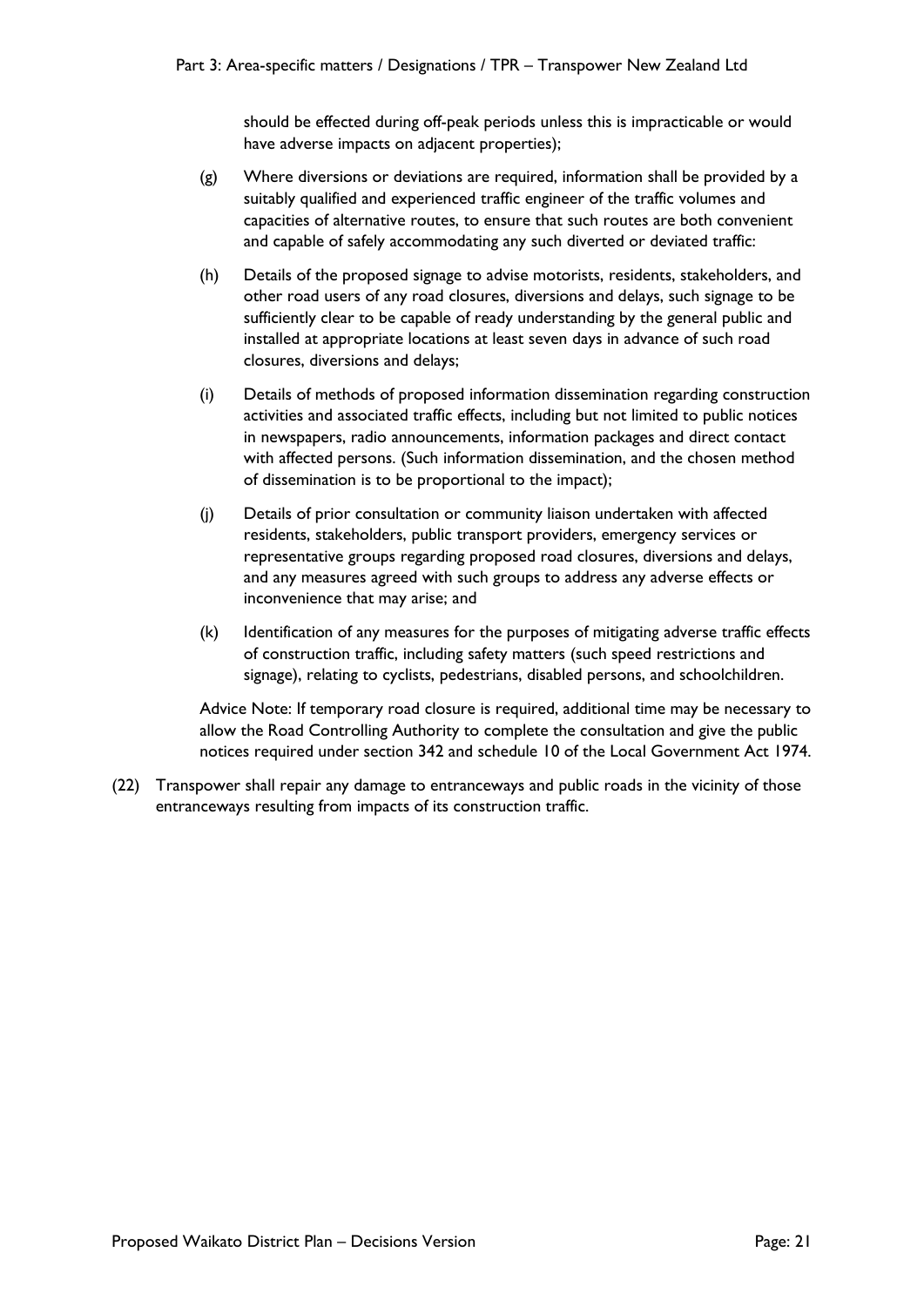should be effected during off-peak periods unless this is impracticable or would have adverse impacts on adjacent properties);

(g) Where diversions or deviations are required, information shall be provided by a suitably qualified and experienced traffic engineer of the traffic volumes and capacities of alternative routes, to ensure that such routes are both convenient and capable of safely accommodating any such diverted or deviated traffic:

(h) Details of the proposed signage to advise motorists, residents, stakeholders, and other road users of any road closures, diversions and delays, such signage to be sufficiently clear to be capable of ready understanding by the general public and installed at appropriate locations at least seven days in advance of such road closures, diversions and delays;

(i) Details of methods of proposed information dissemination regarding construction activities and associated traffic effects, including but not limited to public notices in newspapers, radio announcements, information packages and direct contact with affected persons. (Such information dissemination, and the chosen method of dissemination is to be proportional to the impact);

(j) Details of prior consultation or community liaison undertaken with affected residents, stakeholders, public transport providers, emergency services or representative groups regarding proposed road closures, diversions and delays, and any measures agreed with such groups to address any adverse effects or inconvenience that may arise; and

(k) Identification of any measures for the purposes of mitigating adverse traffic effects of construction traffic, including safety matters (such speed restrictions and signage), relating to cyclists, pedestrians, disabled persons, and schoolchildren.

Advice Note: If temporary road closure is required, additional time may be necessary to allow the Road Controlling Authority to complete the consultation and give the public notices required under section 342 and schedule 10 of the Local Government Act 1974.

(22) Transpower shall repair any damage to entranceways and public roads in the vicinity of those entranceways resulting from impacts of its construction traffic.